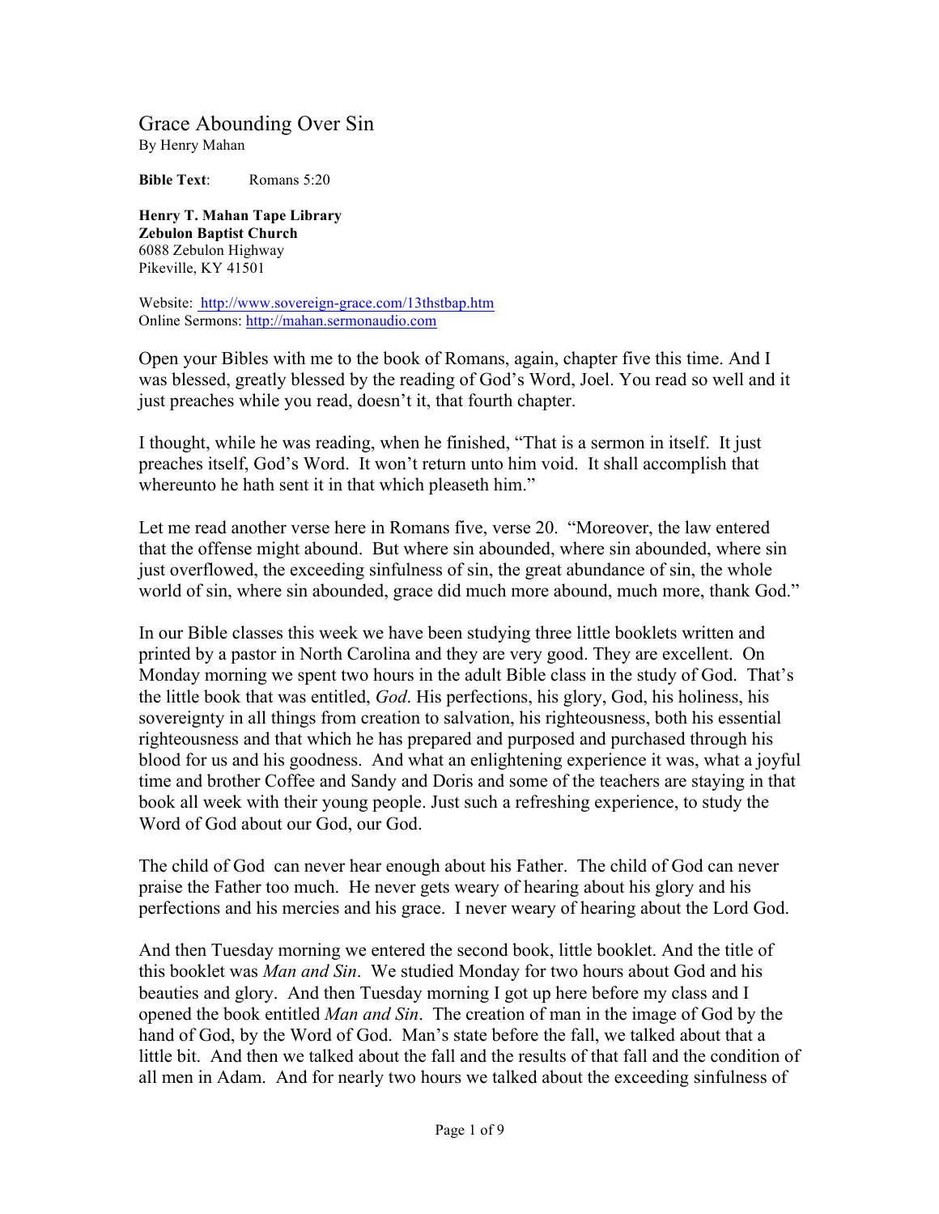# Grace Abounding Over Sin

By Henry Mahan

**Bible Text**: Romans 5:20

**Henry T. Mahan Tape Library**
**Zebulon Baptist Church**
6088 Zebulon Highway
Pikeville, KY 41501

Website: http://www.sovereign-grace.com/13thstbap.htm
Online Sermons: http://mahan.sermonaudio.com

Open your Bibles with me to the book of Romans, again, chapter five this time. And I was blessed, greatly blessed by the reading of God's Word, Joel. You read so well and it just preaches while you read, doesn't it, that fourth chapter.

I thought, while he was reading, when he finished, "That is a sermon in itself. It just preaches itself, God's Word. It won't return unto him void. It shall accomplish that whereunto he hath sent it in that which pleaseth him."

Let me read another verse here in Romans five, verse 20. "Moreover, the law entered that the offense might abound. But where sin abounded, where sin abounded, where sin just overflowed, the exceeding sinfulness of sin, the great abundance of sin, the whole world of sin, where sin abounded, grace did much more abound, much more, thank God."

In our Bible classes this week we have been studying three little booklets written and printed by a pastor in North Carolina and they are very good. They are excellent. On Monday morning we spent two hours in the adult Bible class in the study of God. That's the little book that was entitled, *God*. His perfections, his glory, God, his holiness, his sovereignty in all things from creation to salvation, his righteousness, both his essential righteousness and that which he has prepared and purposed and purchased through his blood for us and his goodness. And what an enlightening experience it was, what a joyful time and brother Coffee and Sandy and Doris and some of the teachers are staying in that book all week with their young people. Just such a refreshing experience, to study the Word of God about our God, our God.

The child of God can never hear enough about his Father. The child of God can never praise the Father too much. He never gets weary of hearing about his glory and his perfections and his mercies and his grace. I never weary of hearing about the Lord God.

And then Tuesday morning we entered the second book, little booklet. And the title of this booklet was *Man and Sin*. We studied Monday for two hours about God and his beauties and glory. And then Tuesday morning I got up here before my class and I opened the book entitled *Man and Sin*. The creation of man in the image of God by the hand of God, by the Word of God. Man's state before the fall, we talked about that a little bit. And then we talked about the fall and the results of that fall and the condition of all men in Adam. And for nearly two hours we talked about the exceeding sinfulness of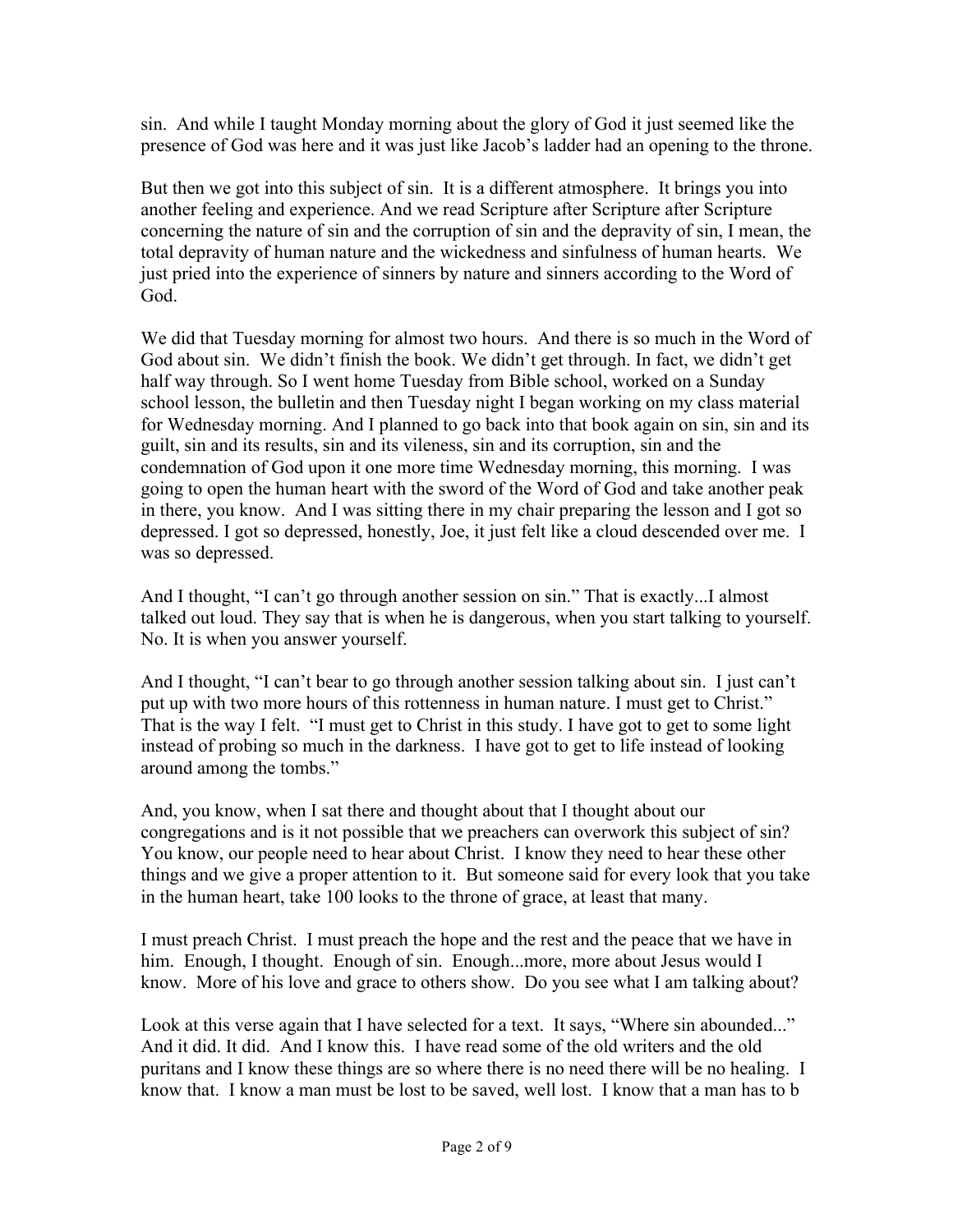sin. And while I taught Monday morning about the glory of God it just seemed like the presence of God was here and it was just like Jacob's ladder had an opening to the throne.

But then we got into this subject of sin. It is a different atmosphere. It brings you into another feeling and experience. And we read Scripture after Scripture after Scripture concerning the nature of sin and the corruption of sin and the depravity of sin, I mean, the total depravity of human nature and the wickedness and sinfulness of human hearts. We just pried into the experience of sinners by nature and sinners according to the Word of God.

We did that Tuesday morning for almost two hours. And there is so much in the Word of God about sin. We didn't finish the book. We didn't get through. In fact, we didn't get half way through. So I went home Tuesday from Bible school, worked on a Sunday school lesson, the bulletin and then Tuesday night I began working on my class material for Wednesday morning. And I planned to go back into that book again on sin, sin and its guilt, sin and its results, sin and its vileness, sin and its corruption, sin and the condemnation of God upon it one more time Wednesday morning, this morning. I was going to open the human heart with the sword of the Word of God and take another peak in there, you know. And I was sitting there in my chair preparing the lesson and I got so depressed. I got so depressed, honestly, Joe, it just felt like a cloud descended over me. I was so depressed.

And I thought, "I can't go through another session on sin." That is exactly...I almost talked out loud. They say that is when he is dangerous, when you start talking to yourself. No. It is when you answer yourself.

And I thought, "I can't bear to go through another session talking about sin. I just can't put up with two more hours of this rottenness in human nature. I must get to Christ." That is the way I felt. "I must get to Christ in this study. I have got to get to some light instead of probing so much in the darkness. I have got to get to life instead of looking around among the tombs."

And, you know, when I sat there and thought about that I thought about our congregations and is it not possible that we preachers can overwork this subject of sin? You know, our people need to hear about Christ. I know they need to hear these other things and we give a proper attention to it. But someone said for every look that you take in the human heart, take 100 looks to the throne of grace, at least that many.

I must preach Christ. I must preach the hope and the rest and the peace that we have in him. Enough, I thought. Enough of sin. Enough...more, more about Jesus would I know. More of his love and grace to others show. Do you see what I am talking about?

Look at this verse again that I have selected for a text. It says, "Where sin abounded..." And it did. It did. And I know this. I have read some of the old writers and the old puritans and I know these things are so where there is no need there will be no healing. I know that. I know a man must be lost to be saved, well lost. I know that a man has to b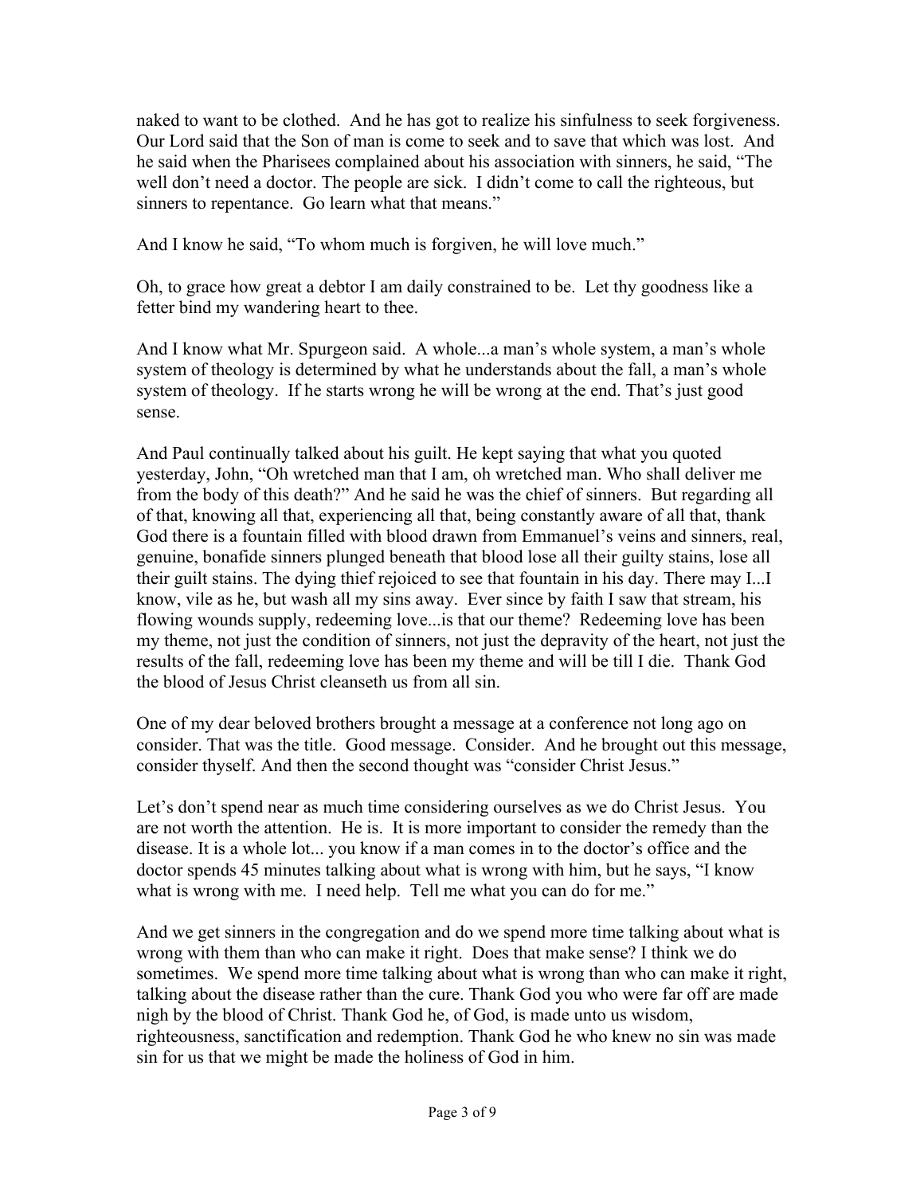naked to want to be clothed. And he has got to realize his sinfulness to seek forgiveness. Our Lord said that the Son of man is come to seek and to save that which was lost. And he said when the Pharisees complained about his association with sinners, he said, "The well don't need a doctor. The people are sick. I didn't come to call the righteous, but sinners to repentance. Go learn what that means."

And I know he said, "To whom much is forgiven, he will love much."

Oh, to grace how great a debtor I am daily constrained to be. Let thy goodness like a fetter bind my wandering heart to thee.

And I know what Mr. Spurgeon said. A whole...a man's whole system, a man's whole system of theology is determined by what he understands about the fall, a man's whole system of theology. If he starts wrong he will be wrong at the end. That's just good sense.

And Paul continually talked about his guilt. He kept saying that what you quoted yesterday, John, "Oh wretched man that I am, oh wretched man. Who shall deliver me from the body of this death?" And he said he was the chief of sinners. But regarding all of that, knowing all that, experiencing all that, being constantly aware of all that, thank God there is a fountain filled with blood drawn from Emmanuel's veins and sinners, real, genuine, bonafide sinners plunged beneath that blood lose all their guilty stains, lose all their guilt stains. The dying thief rejoiced to see that fountain in his day. There may I...I know, vile as he, but wash all my sins away. Ever since by faith I saw that stream, his flowing wounds supply, redeeming love...is that our theme? Redeeming love has been my theme, not just the condition of sinners, not just the depravity of the heart, not just the results of the fall, redeeming love has been my theme and will be till I die. Thank God the blood of Jesus Christ cleanseth us from all sin.

One of my dear beloved brothers brought a message at a conference not long ago on consider. That was the title. Good message. Consider. And he brought out this message, consider thyself. And then the second thought was "consider Christ Jesus."

Let's don't spend near as much time considering ourselves as we do Christ Jesus. You are not worth the attention. He is. It is more important to consider the remedy than the disease. It is a whole lot... you know if a man comes in to the doctor's office and the doctor spends 45 minutes talking about what is wrong with him, but he says, "I know what is wrong with me. I need help. Tell me what you can do for me."

And we get sinners in the congregation and do we spend more time talking about what is wrong with them than who can make it right. Does that make sense? I think we do sometimes. We spend more time talking about what is wrong than who can make it right, talking about the disease rather than the cure. Thank God you who were far off are made nigh by the blood of Christ. Thank God he, of God, is made unto us wisdom, righteousness, sanctification and redemption. Thank God he who knew no sin was made sin for us that we might be made the holiness of God in him.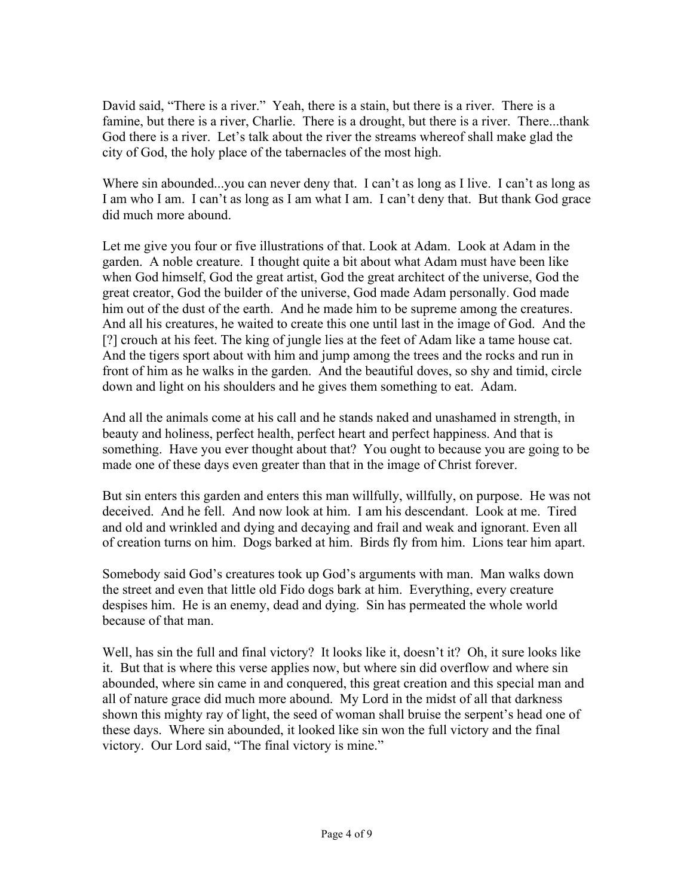David said, “There is a river.” Yeah, there is a stain, but there is a river. There is a famine, but there is a river, Charlie. There is a drought, but there is a river. There...thank God there is a river. Let’s talk about the river the streams whereof shall make glad the city of God, the holy place of the tabernacles of the most high.

Where sin abounded...you can never deny that. I can’t as long as I live. I can’t as long as I am who I am. I can’t as long as I am what I am. I can’t deny that. But thank God grace did much more abound.

Let me give you four or five illustrations of that. Look at Adam. Look at Adam in the garden. A noble creature. I thought quite a bit about what Adam must have been like when God himself, God the great artist, God the great architect of the universe, God the great creator, God the builder of the universe, God made Adam personally. God made him out of the dust of the earth. And he made him to be supreme among the creatures. And all his creatures, he waited to create this one until last in the image of God. And the [?] crouch at his feet. The king of jungle lies at the feet of Adam like a tame house cat. And the tigers sport about with him and jump among the trees and the rocks and run in front of him as he walks in the garden. And the beautiful doves, so shy and timid, circle down and light on his shoulders and he gives them something to eat. Adam.

And all the animals come at his call and he stands naked and unashamed in strength, in beauty and holiness, perfect health, perfect heart and perfect happiness. And that is something. Have you ever thought about that? You ought to because you are going to be made one of these days even greater than that in the image of Christ forever.

But sin enters this garden and enters this man willfully, willfully, on purpose. He was not deceived. And he fell. And now look at him. I am his descendant. Look at me. Tired and old and wrinkled and dying and decaying and frail and weak and ignorant. Even all of creation turns on him. Dogs barked at him. Birds fly from him. Lions tear him apart.

Somebody said God’s creatures took up God’s arguments with man. Man walks down the street and even that little old Fido dogs bark at him. Everything, every creature despises him. He is an enemy, dead and dying. Sin has permeated the whole world because of that man.

Well, has sin the full and final victory? It looks like it, doesn’t it? Oh, it sure looks like it. But that is where this verse applies now, but where sin did overflow and where sin abounded, where sin came in and conquered, this great creation and this special man and all of nature grace did much more abound. My Lord in the midst of all that darkness shown this mighty ray of light, the seed of woman shall bruise the serpent’s head one of these days. Where sin abounded, it looked like sin won the full victory and the final victory. Our Lord said, “The final victory is mine.”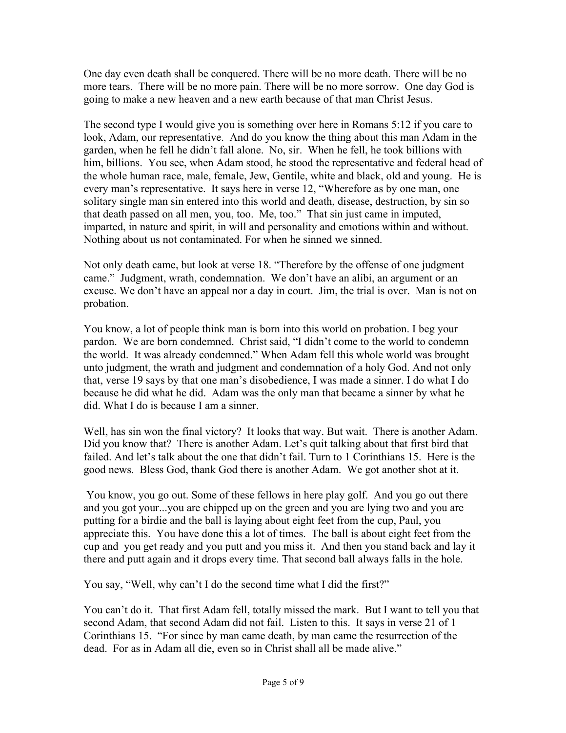One day even death shall be conquered. There will be no more death. There will be no more tears. There will be no more pain. There will be no more sorrow. One day God is going to make a new heaven and a new earth because of that man Christ Jesus.

The second type I would give you is something over here in Romans 5:12 if you care to look, Adam, our representative. And do you know the thing about this man Adam in the garden, when he fell he didn't fall alone. No, sir. When he fell, he took billions with him, billions. You see, when Adam stood, he stood the representative and federal head of the whole human race, male, female, Jew, Gentile, white and black, old and young. He is every man's representative. It says here in verse 12, "Wherefore as by one man, one solitary single man sin entered into this world and death, disease, destruction, by sin so that death passed on all men, you, too. Me, too." That sin just came in imputed, imparted, in nature and spirit, in will and personality and emotions within and without. Nothing about us not contaminated. For when he sinned we sinned.

Not only death came, but look at verse 18. "Therefore by the offense of one judgment came." Judgment, wrath, condemnation. We don't have an alibi, an argument or an excuse. We don't have an appeal nor a day in court. Jim, the trial is over. Man is not on probation.

You know, a lot of people think man is born into this world on probation. I beg your pardon. We are born condemned. Christ said, "I didn't come to the world to condemn the world. It was already condemned." When Adam fell this whole world was brought unto judgment, the wrath and judgment and condemnation of a holy God. And not only that, verse 19 says by that one man's disobedience, I was made a sinner. I do what I do because he did what he did. Adam was the only man that became a sinner by what he did. What I do is because I am a sinner.

Well, has sin won the final victory? It looks that way. But wait. There is another Adam. Did you know that? There is another Adam. Let's quit talking about that first bird that failed. And let's talk about the one that didn't fail. Turn to 1 Corinthians 15. Here is the good news. Bless God, thank God there is another Adam. We got another shot at it.

You know, you go out. Some of these fellows in here play golf. And you go out there and you got your...you are chipped up on the green and you are lying two and you are putting for a birdie and the ball is laying about eight feet from the cup, Paul, you appreciate this. You have done this a lot of times. The ball is about eight feet from the cup and you get ready and you putt and you miss it. And then you stand back and lay it there and putt again and it drops every time. That second ball always falls in the hole.

You say, "Well, why can't I do the second time what I did the first?"

You can't do it. That first Adam fell, totally missed the mark. But I want to tell you that second Adam, that second Adam did not fail. Listen to this. It says in verse 21 of 1 Corinthians 15. "For since by man came death, by man came the resurrection of the dead. For as in Adam all die, even so in Christ shall all be made alive."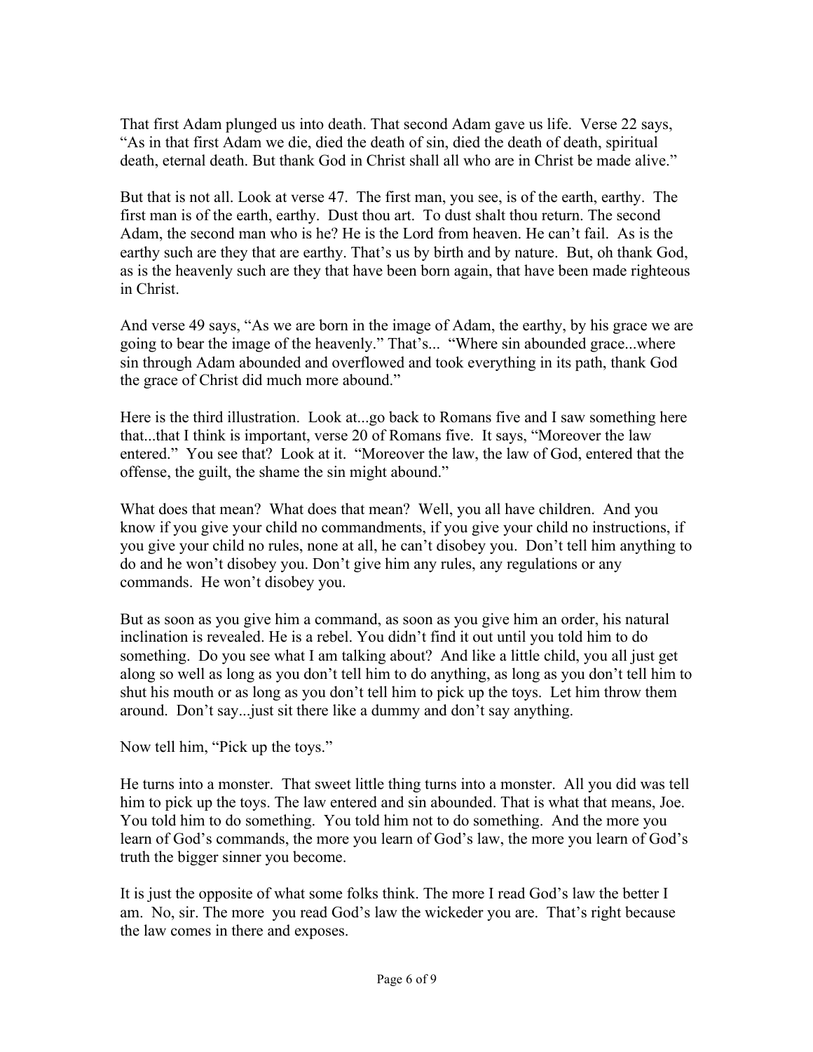That first Adam plunged us into death. That second Adam gave us life. Verse 22 says, "As in that first Adam we die, died the death of sin, died the death of death, spiritual death, eternal death. But thank God in Christ shall all who are in Christ be made alive."

But that is not all. Look at verse 47. The first man, you see, is of the earth, earthy. The first man is of the earth, earthy. Dust thou art. To dust shalt thou return. The second Adam, the second man who is he? He is the Lord from heaven. He can't fail. As is the earthy such are they that are earthy. That's us by birth and by nature. But, oh thank God, as is the heavenly such are they that have been born again, that have been made righteous in Christ.

And verse 49 says, "As we are born in the image of Adam, the earthy, by his grace we are going to bear the image of the heavenly." That's... "Where sin abounded grace...where sin through Adam abounded and overflowed and took everything in its path, thank God the grace of Christ did much more abound."

Here is the third illustration. Look at...go back to Romans five and I saw something here that...that I think is important, verse 20 of Romans five. It says, "Moreover the law entered." You see that? Look at it. "Moreover the law, the law of God, entered that the offense, the guilt, the shame the sin might abound."

What does that mean? What does that mean? Well, you all have children. And you know if you give your child no commandments, if you give your child no instructions, if you give your child no rules, none at all, he can't disobey you. Don't tell him anything to do and he won't disobey you. Don't give him any rules, any regulations or any commands. He won't disobey you.

But as soon as you give him a command, as soon as you give him an order, his natural inclination is revealed. He is a rebel. You didn't find it out until you told him to do something. Do you see what I am talking about? And like a little child, you all just get along so well as long as you don't tell him to do anything, as long as you don't tell him to shut his mouth or as long as you don't tell him to pick up the toys. Let him throw them around. Don't say...just sit there like a dummy and don't say anything.

Now tell him, "Pick up the toys."

He turns into a monster. That sweet little thing turns into a monster. All you did was tell him to pick up the toys. The law entered and sin abounded. That is what that means, Joe. You told him to do something. You told him not to do something. And the more you learn of God's commands, the more you learn of God's law, the more you learn of God's truth the bigger sinner you become.

It is just the opposite of what some folks think. The more I read God's law the better I am. No, sir. The more you read God's law the wickeder you are. That's right because the law comes in there and exposes.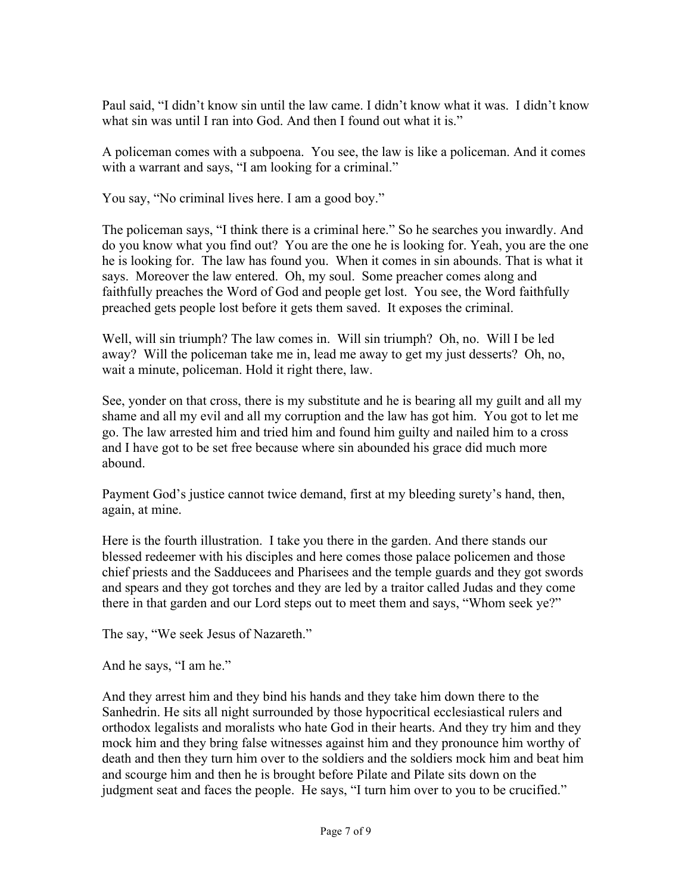Paul said, "I didn't know sin until the law came. I didn't know what it was. I didn't know what sin was until I ran into God. And then I found out what it is."

A policeman comes with a subpoena. You see, the law is like a policeman. And it comes with a warrant and says, "I am looking for a criminal."

You say, "No criminal lives here. I am a good boy."

The policeman says, "I think there is a criminal here." So he searches you inwardly. And do you know what you find out? You are the one he is looking for. Yeah, you are the one he is looking for. The law has found you. When it comes in sin abounds. That is what it says. Moreover the law entered. Oh, my soul. Some preacher comes along and faithfully preaches the Word of God and people get lost. You see, the Word faithfully preached gets people lost before it gets them saved. It exposes the criminal.

Well, will sin triumph? The law comes in. Will sin triumph? Oh, no. Will I be led away? Will the policeman take me in, lead me away to get my just desserts? Oh, no, wait a minute, policeman. Hold it right there, law.

See, yonder on that cross, there is my substitute and he is bearing all my guilt and all my shame and all my evil and all my corruption and the law has got him. You got to let me go. The law arrested him and tried him and found him guilty and nailed him to a cross and I have got to be set free because where sin abounded his grace did much more abound.

Payment God's justice cannot twice demand, first at my bleeding surety's hand, then, again, at mine.

Here is the fourth illustration. I take you there in the garden. And there stands our blessed redeemer with his disciples and here comes those palace policemen and those chief priests and the Sadducees and Pharisees and the temple guards and they got swords and spears and they got torches and they are led by a traitor called Judas and they come there in that garden and our Lord steps out to meet them and says, "Whom seek ye?"

The say, "We seek Jesus of Nazareth."

And he says, "I am he."

And they arrest him and they bind his hands and they take him down there to the Sanhedrin. He sits all night surrounded by those hypocritical ecclesiastical rulers and orthodox legalists and moralists who hate God in their hearts. And they try him and they mock him and they bring false witnesses against him and they pronounce him worthy of death and then they turn him over to the soldiers and the soldiers mock him and beat him and scourge him and then he is brought before Pilate and Pilate sits down on the judgment seat and faces the people. He says, "I turn him over to you to be crucified."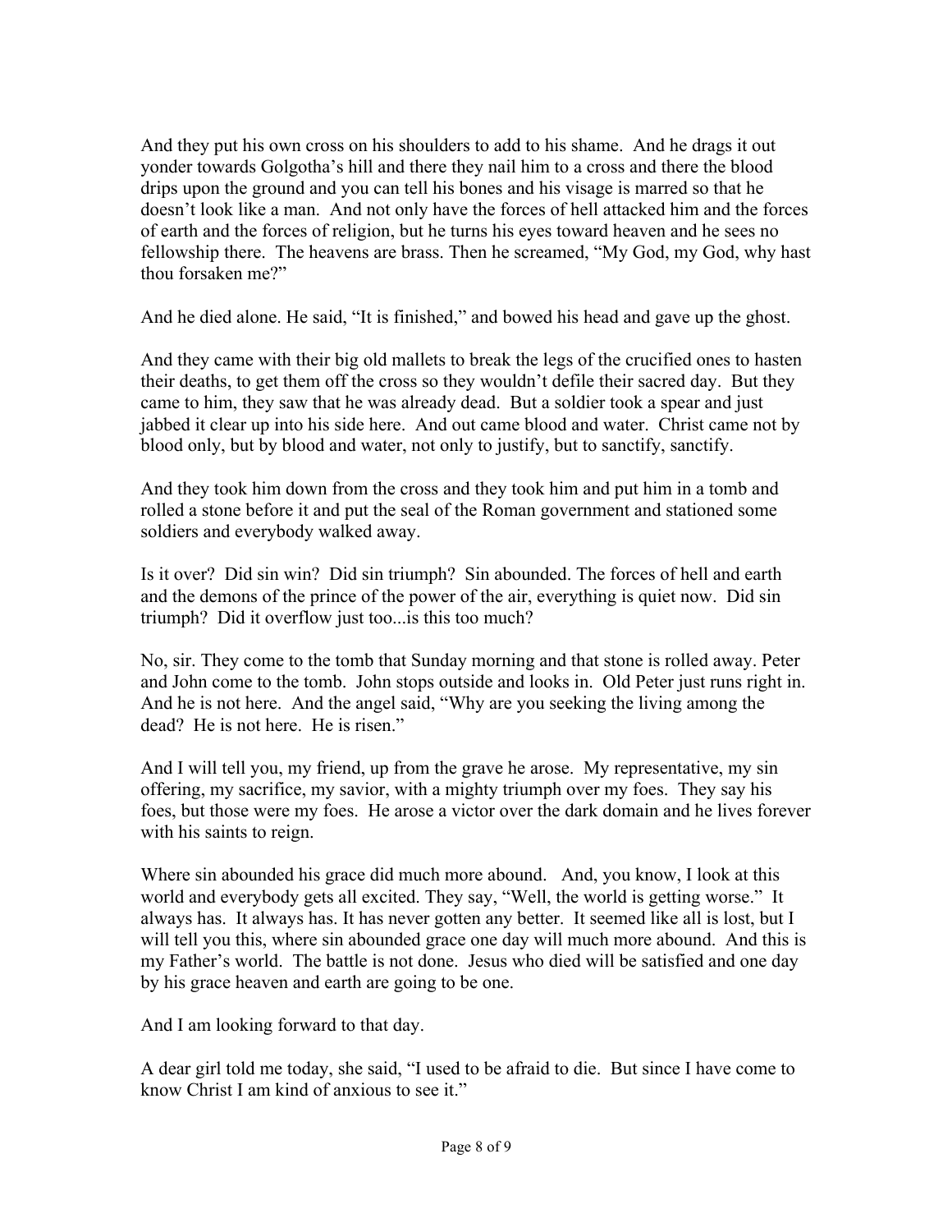And they put his own cross on his shoulders to add to his shame. And he drags it out yonder towards Golgotha's hill and there they nail him to a cross and there the blood drips upon the ground and you can tell his bones and his visage is marred so that he doesn't look like a man. And not only have the forces of hell attacked him and the forces of earth and the forces of religion, but he turns his eyes toward heaven and he sees no fellowship there. The heavens are brass. Then he screamed, "My God, my God, why hast thou forsaken me?"

And he died alone. He said, "It is finished," and bowed his head and gave up the ghost.

And they came with their big old mallets to break the legs of the crucified ones to hasten their deaths, to get them off the cross so they wouldn't defile their sacred day. But they came to him, they saw that he was already dead. But a soldier took a spear and just jabbed it clear up into his side here. And out came blood and water. Christ came not by blood only, but by blood and water, not only to justify, but to sanctify, sanctify.

And they took him down from the cross and they took him and put him in a tomb and rolled a stone before it and put the seal of the Roman government and stationed some soldiers and everybody walked away.

Is it over? Did sin win? Did sin triumph? Sin abounded. The forces of hell and earth and the demons of the prince of the power of the air, everything is quiet now. Did sin triumph? Did it overflow just too...is this too much?

No, sir. They come to the tomb that Sunday morning and that stone is rolled away. Peter and John come to the tomb. John stops outside and looks in. Old Peter just runs right in. And he is not here. And the angel said, "Why are you seeking the living among the dead? He is not here. He is risen."

And I will tell you, my friend, up from the grave he arose. My representative, my sin offering, my sacrifice, my savior, with a mighty triumph over my foes. They say his foes, but those were my foes. He arose a victor over the dark domain and he lives forever with his saints to reign.

Where sin abounded his grace did much more abound. And, you know, I look at this world and everybody gets all excited. They say, "Well, the world is getting worse." It always has. It always has. It has never gotten any better. It seemed like all is lost, but I will tell you this, where sin abounded grace one day will much more abound. And this is my Father's world. The battle is not done. Jesus who died will be satisfied and one day by his grace heaven and earth are going to be one.

And I am looking forward to that day.

A dear girl told me today, she said, "I used to be afraid to die. But since I have come to know Christ I am kind of anxious to see it."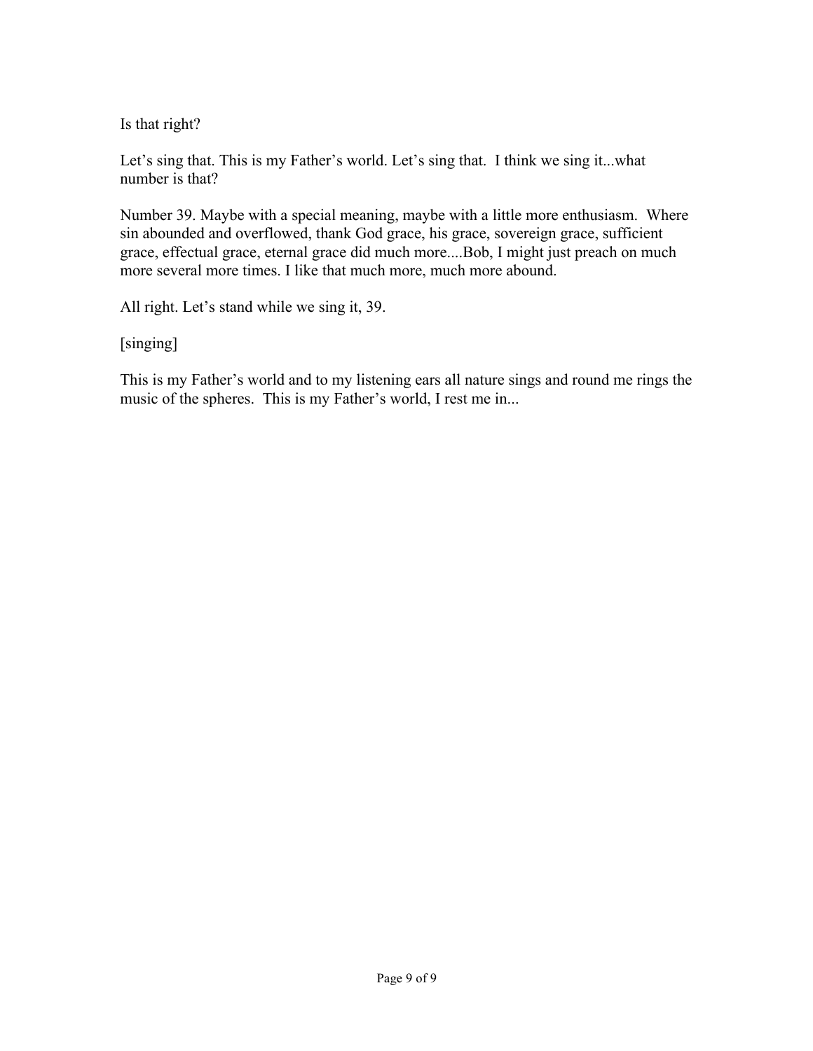Is that right?

Let's sing that. This is my Father's world. Let's sing that.  I think we sing it...what number is that?

Number 39. Maybe with a special meaning, maybe with a little more enthusiasm.  Where sin abounded and overflowed, thank God grace, his grace, sovereign grace, sufficient grace, effectual grace, eternal grace did much more....Bob, I might just preach on much more several more times. I like that much more, much more abound.

All right. Let's stand while we sing it, 39.

[singing]

This is my Father's world and to my listening ears all nature sings and round me rings the music of the spheres.  This is my Father's world, I rest me in...